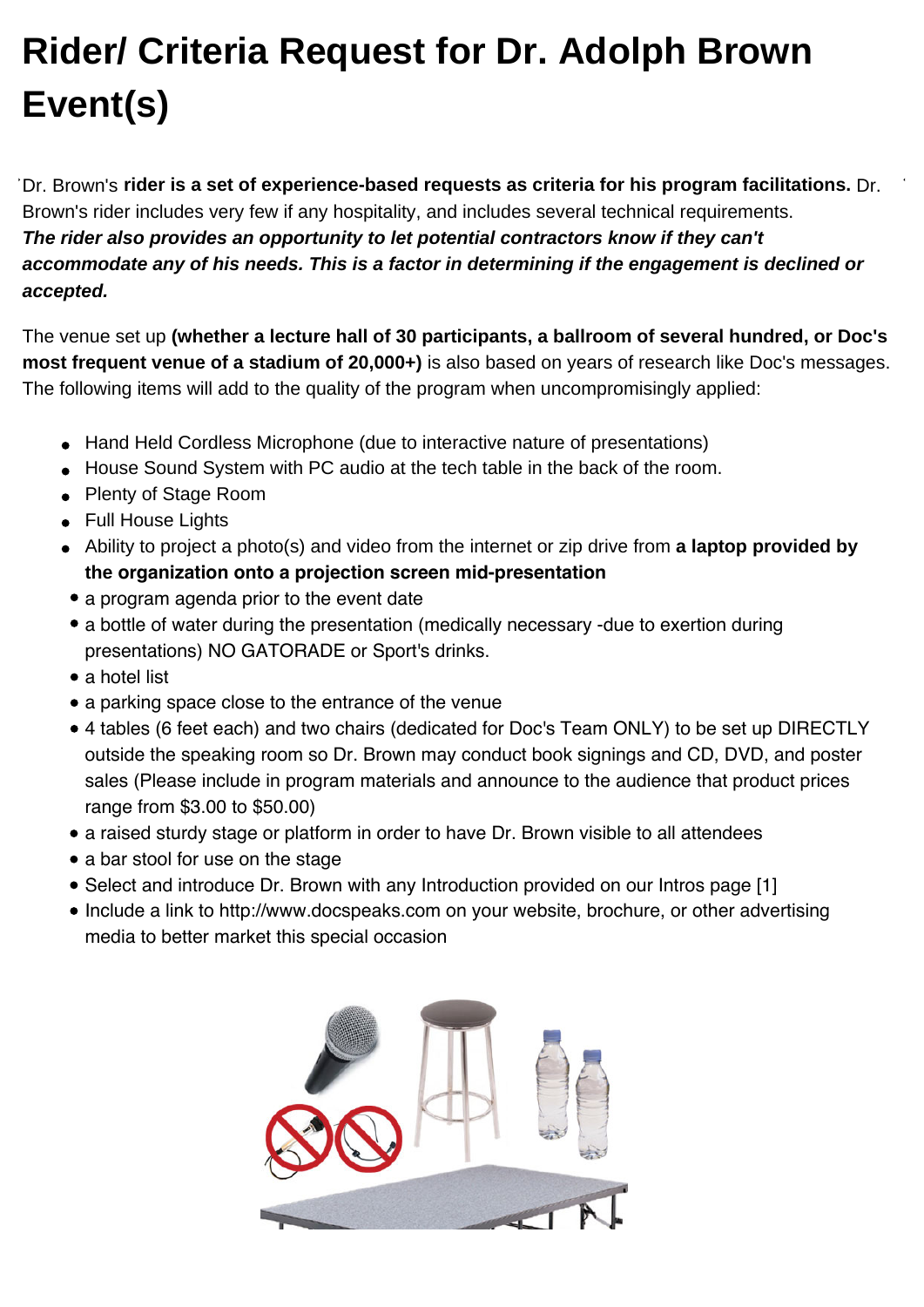# Rider/ Criteria Request for Dr. Adolph Brown Event(s)

Dr. Brown's **rider is a set of experience-based requests as criteria for his program facilitations.** Dr. Brown's rider includes very few if any hospitality, and includes several technical requirements. ***The rider also provides an opportunity to let potential contractors know if they can't accommodate any of his needs. This is a factor in determining if the engagement is declined or accepted.***

The venue set up **(whether a lecture hall of 30 participants, a ballroom of several hundred, or Doc's most frequent venue of a stadium of 20,000+)** is also based on years of research like Doc's messages. The following items will add to the quality of the program when uncompromisingly applied:

- Hand Held Cordless Microphone (due to interactive nature of presentations)
- House Sound System with PC audio at the tech table in the back of the room.
- Plenty of Stage Room
- Full House Lights
- Ability to project a photo(s) and video from the internet or zip drive from **a laptop provided by the organization onto a projection screen mid-presentation**
- a program agenda prior to the event date
- a bottle of water during the presentation (medically necessary -due to exertion during presentations) NO GATORADE or Sport's drinks.
- a hotel list
- a parking space close to the entrance of the venue
- 4 tables (6 feet each) and two chairs (dedicated for Doc's Team ONLY) to be set up DIRECTLY outside the speaking room so Dr. Brown may conduct book signings and CD, DVD, and poster sales (Please include in program materials and announce to the audience that product prices range from $3.00 to $50.00)
- a raised sturdy stage or platform in order to have Dr. Brown visible to all attendees
- a bar stool for use on the stage
- Select and introduce Dr. Brown with any Introduction provided on our Intros page [1]
- Include a link to http://www.docspeaks.com on your website, brochure, or other advertising media to better market this special occasion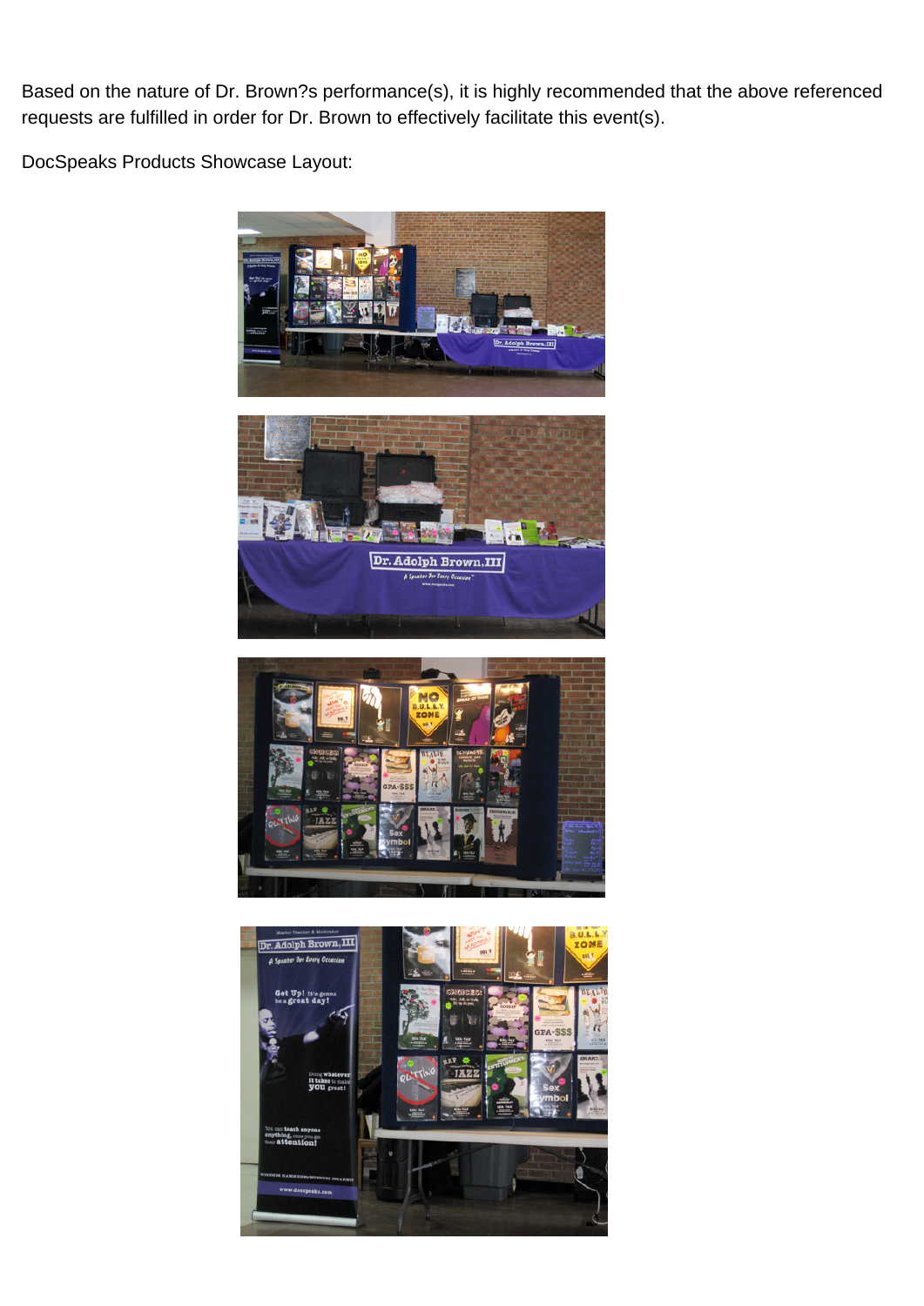Based on the nature of Dr. Brown?s performance(s), it is highly recommended that the above referenced requests are fulfilled in order for Dr. Brown to effectively facilitate this event(s).

DocSpeaks Products Showcase Layout: